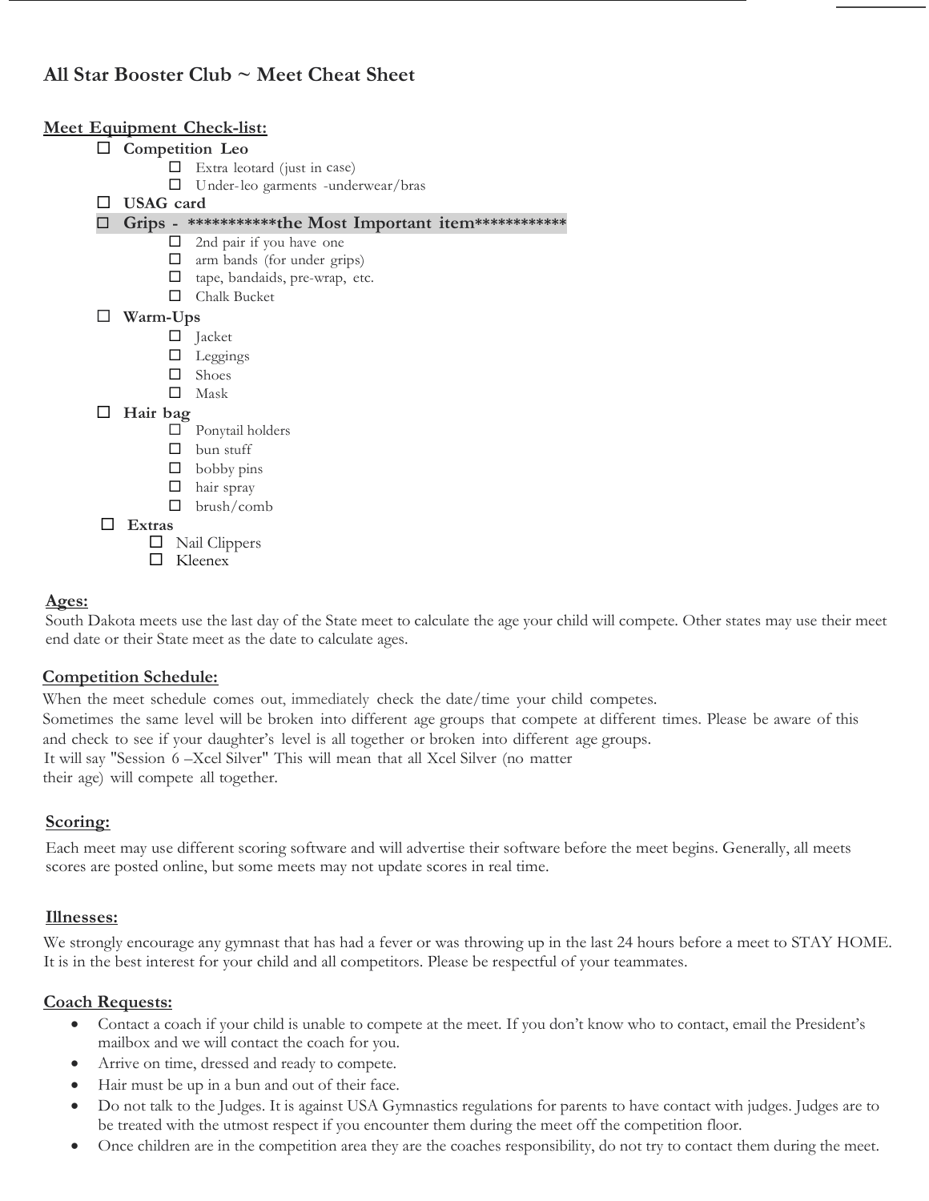# All Star Booster Club ~ Meet Cheat Sheet

## Meet Equipment Check-list:

- ☐ **Competition Leo**
  - ☐ Extra leotard (just in case)
  - ☐ Under-leo garments -underwear/bras
- ☐ **USAG card**
- ☐ **Grips - ***********the Most Important item*************
  - ☐ 2nd pair if you have one
  - ☐ arm bands (for under grips)
  - ☐ tape, bandaids, pre-wrap, etc.
  - ☐ Chalk Bucket
- ☐ **Warm-Ups**
  - ☐ Jacket
  - ☐ Leggings
  - ☐ Shoes
  - ☐ Mask
- ☐ **Hair bag**
  - ☐ Ponytail holders
  - ☐ bun stuff
  - ☐ bobby pins
  - ☐ hair spray
  - ☐ brush/comb
- ☐ **Extras**
  - ☐ Nail Clippers
  - ☐ Kleenex

## Ages:

South Dakota meets use the last day of the State meet to calculate the age your child will compete. Other states may use their meet end date or their State meet as the date to calculate ages.

## Competition Schedule:

When the meet schedule comes out, immediately check the date/time your child competes.
Sometimes the same level will be broken into different age groups that compete at different times. Please be aware of this and check to see if your daughter's level is all together or broken into different age groups.
It will say "Session 6 –Xcel Silver" This will mean that all Xcel Silver (no matter their age) will compete all together.

## Scoring:

Each meet may use different scoring software and will advertise their software before the meet begins. Generally, all meets scores are posted online, but some meets may not update scores in real time.

## Illnesses:

We strongly encourage any gymnast that has had a fever or was throwing up in the last 24 hours before a meet to STAY HOME. It is in the best interest for your child and all competitors. Please be respectful of your teammates.

## Coach Requests:

- Contact a coach if your child is unable to compete at the meet. If you don't know who to contact, email the President's mailbox and we will contact the coach for you.
- Arrive on time, dressed and ready to compete.
- Hair must be up in a bun and out of their face.
- Do not talk to the Judges. It is against USA Gymnastics regulations for parents to have contact with judges. Judges are to be treated with the utmost respect if you encounter them during the meet off the competition floor.
- Once children are in the competition area they are the coaches responsibility, do not try to contact them during the meet.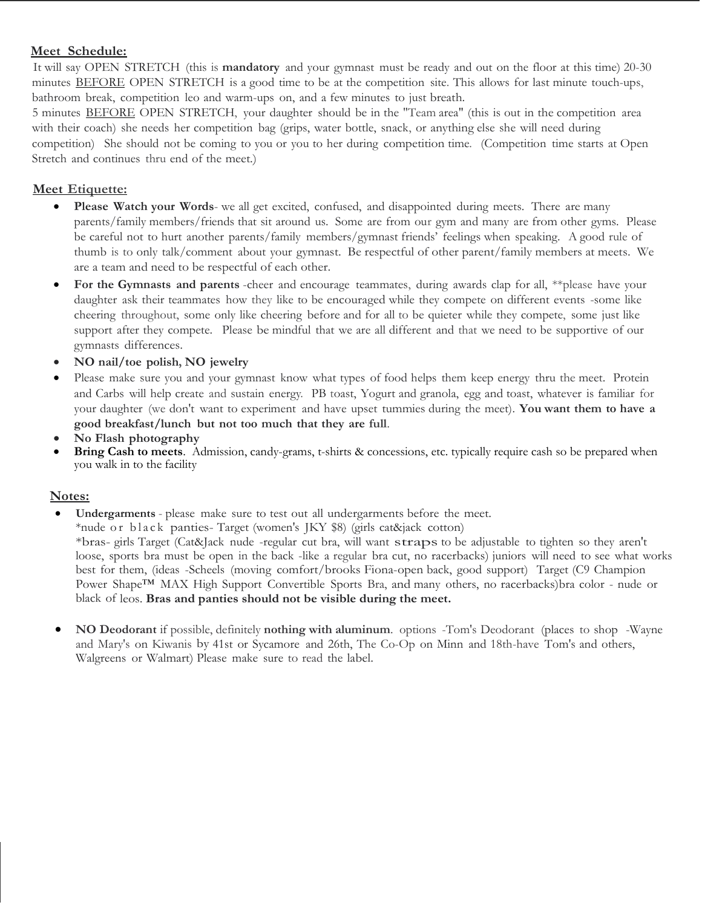**Meet Schedule:**

It will say OPEN STRETCH (this is **mandatory** and your gymnast must be ready and out on the floor at this time) 20-30 minutes BEFORE OPEN STRETCH is a good time to be at the competition site. This allows for last minute touch-ups, bathroom break, competition leo and warm-ups on, and a few minutes to just breath.

5 minutes BEFORE OPEN STRETCH, your daughter should be in the "Team area" (this is out in the competition area with their coach) she needs her competition bag (grips, water bottle, snack, or anything else she will need during competition) She should not be coming to you or you to her during competition time. (Competition time starts at Open Stretch and continues thru end of the meet.)

**Meet Etiquette:**

- **Please Watch your Words**- we all get excited, confused, and disappointed during meets. There are many parents/family members/friends that sit around us. Some are from our gym and many are from other gyms. Please be careful not to hurt another parents/family members/gymnast friends' feelings when speaking. A good rule of thumb is to only talk/comment about your gymnast. Be respectful of other parent/family members at meets. We are a team and need to be respectful of each other.
- **For the Gymnasts and parents** -cheer and encourage teammates, during awards clap for all, **please have your daughter ask their teammates how they like to be encouraged while they compete on different events -some like cheering throughout, some only like cheering before and for all to be quieter while they compete, some just like support after they compete. Please be mindful that we are all different and that we need to be supportive of our gymnasts differences.
- **NO nail/toe polish, NO jewelry**
- Please make sure you and your gymnast know what types of food helps them keep energy thru the meet. Protein and Carbs will help create and sustain energy. PB toast, Yogurt and granola, egg and toast, whatever is familiar for your daughter (we don't want to experiment and have upset tummies during the meet). **You want them to have a good breakfast/lunch but not too much that they are full**.
- **No Flash photography**
- **Bring Cash to meets**. Admission, candy-grams, t-shirts & concessions, etc. typically require cash so be prepared when you walk in to the facility

**Notes:**

- **Undergarments** - please make sure to test out all undergarments before the meet.
  *nude or black panties- Target (women's JKY $8) (girls cat&jack cotton)
  *bras- girls Target (Cat&Jack nude -regular cut bra, will want straps to be adjustable to tighten so they aren't loose, sports bra must be open in the back -like a regular bra cut, no racerbacks) juniors will need to see what works best for them, (ideas -Scheels (moving comfort/brooks Fiona-open back, good support) Target (C9 Champion Power Shape™ MAX High Support Convertible Sports Bra, and many others, no racerbacks)bra color - nude or black of leos. **Bras and panties should not be visible during the meet.**

- **NO Deodorant** if possible, definitely **nothing with aluminum**. options -Tom's Deodorant (places to shop -Wayne and Mary's on Kiwanis by 41st or Sycamore and 26th, The Co-Op on Minn and 18th-have Tom's and others, Walgreens or Walmart) Please make sure to read the label.